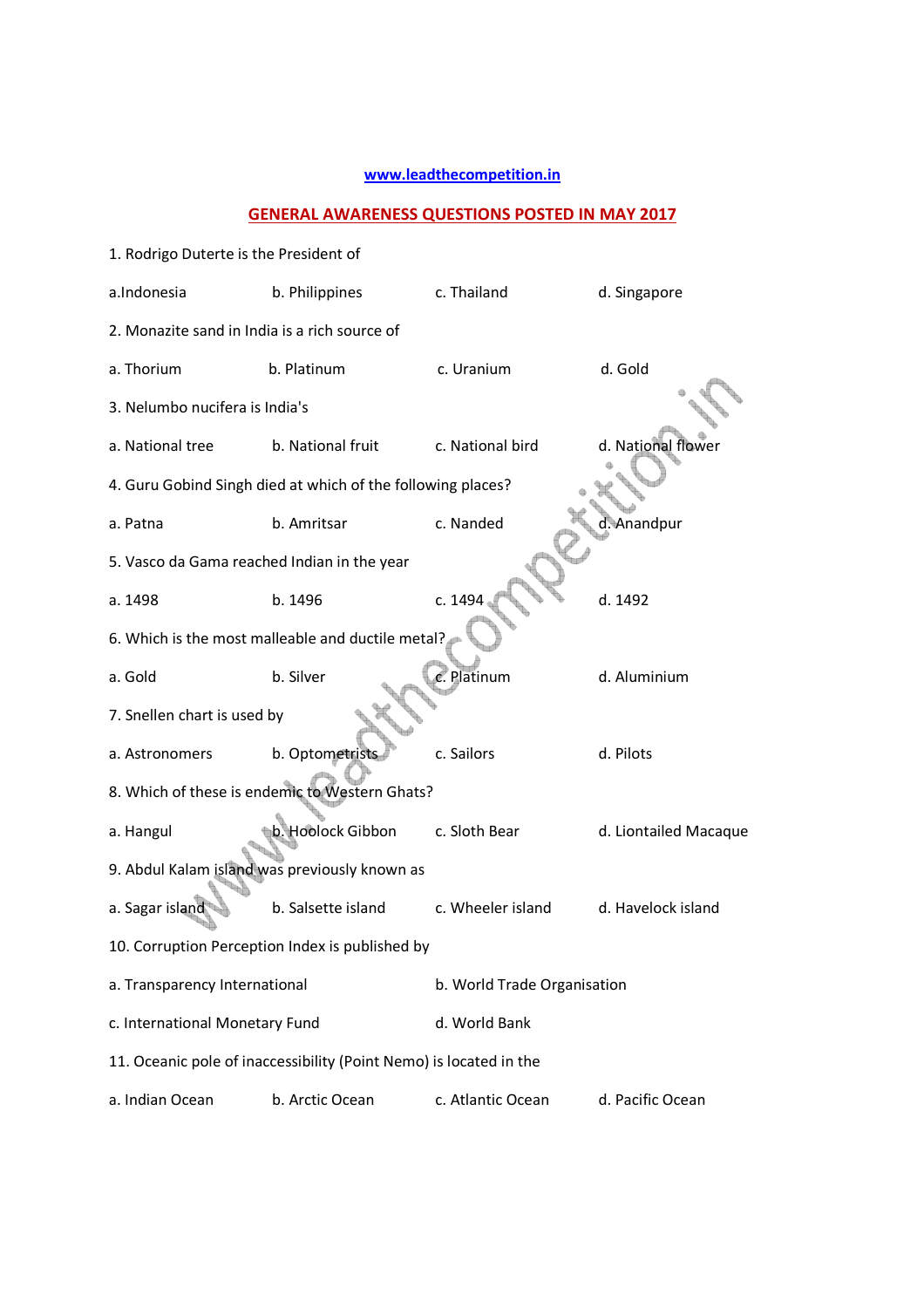**www.leadthecompetition.in**

## GENERAL AWARENESS QUESTIONS POSTED IN MAY 2017

1. Rodrigo Duterte is the President of

a.Indonesia b. Philippines c. Thailand d. Singapore

2. Monazite sand in India is a rich source of

a. Thorium b. Platinum c. Uranium d. Gold

3. Nelumbo nucifera is India's

a. National tree b. National fruit c. National bird d. National flower

4. Guru Gobind Singh died at which of the following places?

a. Patna b. Amritsar c. Nanded d. Anandpur

5. Vasco da Gama reached Indian in the year

a. 1498 b. 1496 c. 1494 d. 1492

6. Which is the most malleable and ductile metal?

a. Gold b. Silver c. Platinum d. Aluminium

7. Snellen chart is used by

a. Astronomers b. Optometrists c. Sailors d. Pilots

8. Which of these is endemic to Western Ghats?

a. Hangul b. Hoolock Gibbon c. Sloth Bear d. Liontailed Macaque

9. Abdul Kalam island was previously known as

a. Sagar island b. Salsette island c. Wheeler island d. Havelock island

10. Corruption Perception Index is published by

a. Transparency International b. World Trade Organisation

c. International Monetary Fund d. World Bank

11. Oceanic pole of inaccessibility (Point Nemo) is located in the

a. Indian Ocean b. Arctic Ocean c. Atlantic Ocean d. Pacific Ocean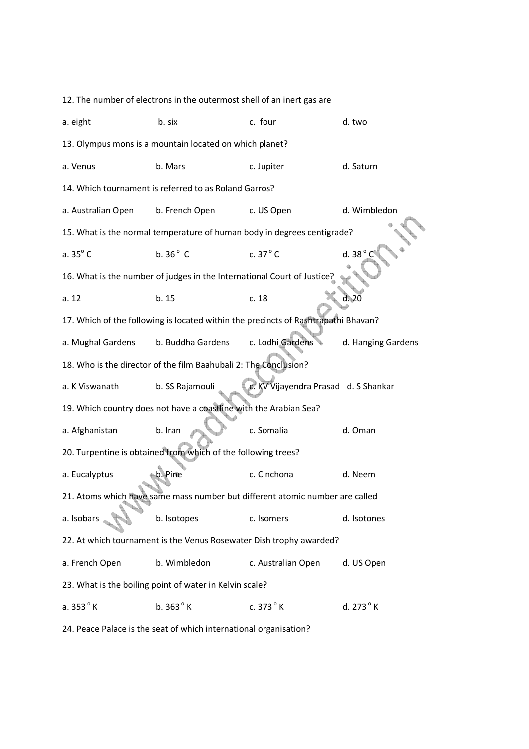12. The number of electrons in the outermost shell of an inert gas are

a. eight b. six c. four d. two

13. Olympus mons is a mountain located on which planet?

a. Venus b. Mars c. Jupiter d. Saturn

14. Which tournament is referred to as Roland Garros?

a. Australian Open b. French Open c. US Open d. Wimbledon

15. What is the normal temperature of human body in degrees centigrade?

a. $35^{o}$ C b. $36^{o}$ C c. $37^{o}$ C d. $38^{o}$ C

16. What is the number of judges in the International Court of Justice?

a. 12 b. 15 c. 18 d. 20

17. Which of the following is located within the precincts of Rashtrapathi Bhavan?

a. Mughal Gardens b. Buddha Gardens c. Lodhi Gardens d. Hanging Gardens

18. Who is the director of the film Baahubali 2: The Conclusion?

a. K Viswanath b. SS Rajamouli c. KV Vijayendra Prasad d. S Shankar

19. Which country does not have a coastline with the Arabian Sea?

a. Afghanistan b. Iran c. Somalia d. Oman

20. Turpentine is obtained from which of the following trees?

a. Eucalyptus b. Pine c. Cinchona d. Neem

21. Atoms which have same mass number but different atomic number are called

a. Isobars b. Isotopes c. Isomers d. Isotones

22. At which tournament is the Venus Rosewater Dish trophy awarded?

a. French Open b. Wimbledon c. Australian Open d. US Open

23. What is the boiling point of water in Kelvin scale?

a. $353^{o}$ K b. $363^{o}$ K c. $373^{o}$ K d. $273^{o}$ K

24. Peace Palace is the seat of which international organisation?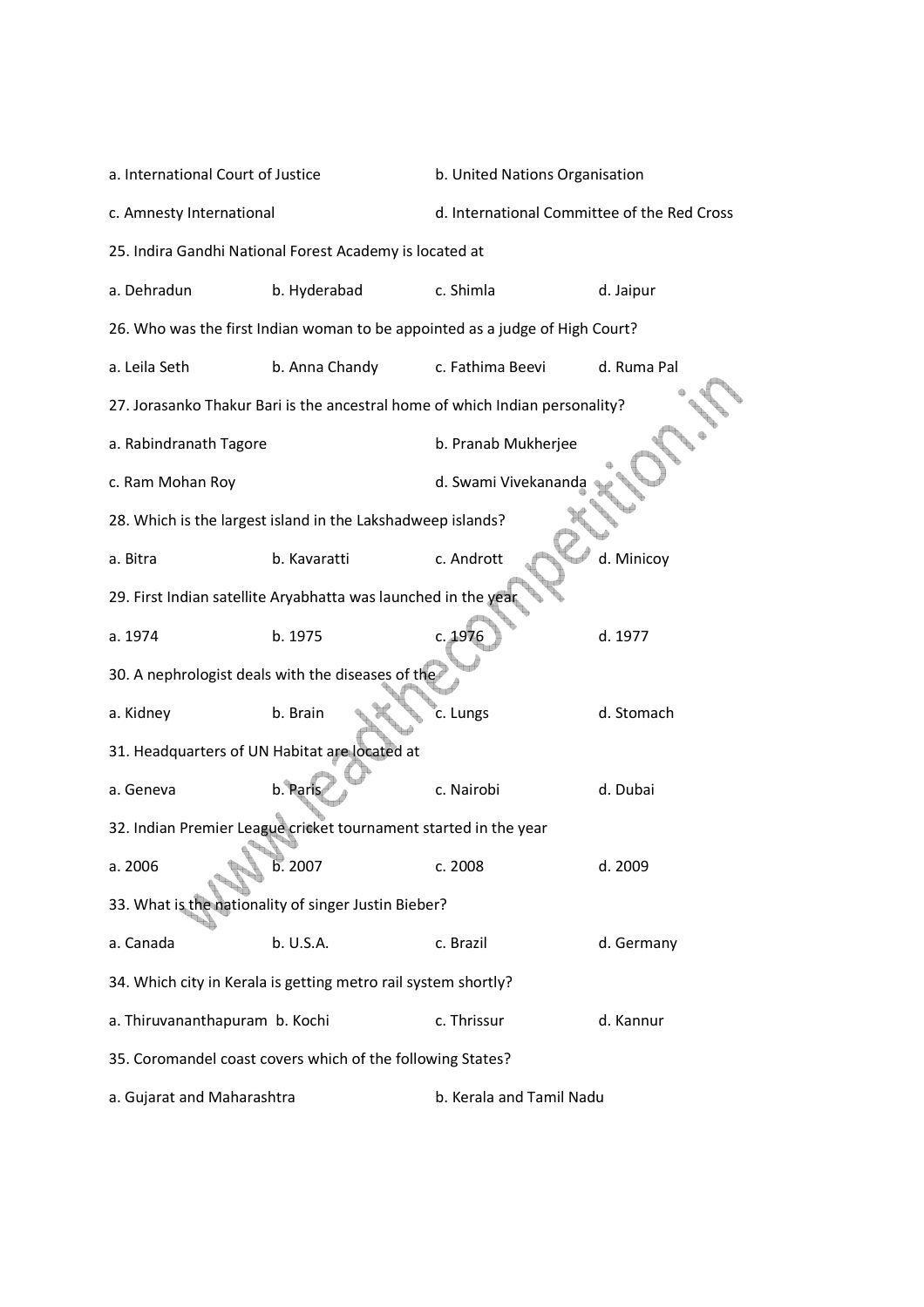a. International Court of Justice

b. United Nations Organisation

c. Amnesty International

d. International Committee of the Red Cross

25. Indira Gandhi National Forest Academy is located at

a. Dehradun b. Hyderabad c. Shimla d. Jaipur

26. Who was the first Indian woman to be appointed as a judge of High Court?

a. Leila Seth b. Anna Chandy c. Fathima Beevi d. Ruma Pal

27. Jorasanko Thakur Bari is the ancestral home of which Indian personality?

a. Rabindranath Tagore

b. Pranab Mukherjee

c. Ram Mohan Roy

d. Swami Vivekananda

28. Which is the largest island in the Lakshadweep islands?

a. Bitra b. Kavaratti c. Andrott d. Minicoy

29. First Indian satellite Aryabhatta was launched in the year

a. 1974 b. 1975 c. 1976 d. 1977

30. A nephrologist deals with the diseases of the

a. Kidney b. Brain c. Lungs d. Stomach

31. Headquarters of UN Habitat are located at

a. Geneva b. Paris c. Nairobi d. Dubai

32. Indian Premier League cricket tournament started in the year

a. 2006 b. 2007 c. 2008 d. 2009

33. What is the nationality of singer Justin Bieber?

a. Canada b. U.S.A. c. Brazil d. Germany

34. Which city in Kerala is getting metro rail system shortly?

a. Thiruvananthapuram b. Kochi c. Thrissur d. Kannur

35. Coromandel coast covers which of the following States?

a. Gujarat and Maharashtra

b. Kerala and Tamil Nadu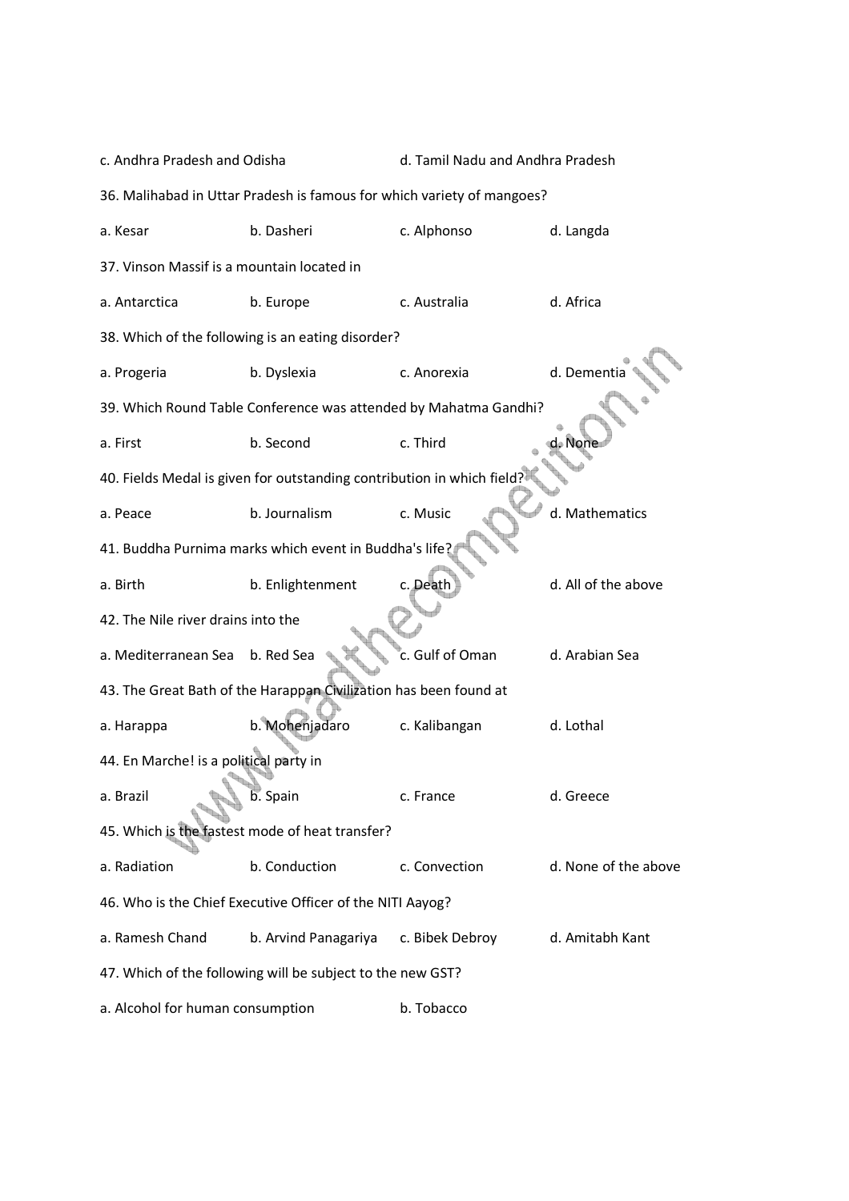c. Andhra Pradesh and Odisha d. Tamil Nadu and Andhra Pradesh

36. Malihabad in Uttar Pradesh is famous for which variety of mangoes?

a. Kesar b. Dasheri c. Alphonso d. Langda

37. Vinson Massif is a mountain located in

a. Antarctica b. Europe c. Australia d. Africa

38. Which of the following is an eating disorder?

a. Progeria b. Dyslexia c. Anorexia d. Dementia

39. Which Round Table Conference was attended by Mahatma Gandhi?

a. First b. Second c. Third d. None

40. Fields Medal is given for outstanding contribution in which field?

a. Peace b. Journalism c. Music d. Mathematics

41. Buddha Purnima marks which event in Buddha's life?

a. Birth b. Enlightenment c. Death d. All of the above

42. The Nile river drains into the

a. Mediterranean Sea b. Red Sea c. Gulf of Oman d. Arabian Sea

43. The Great Bath of the Harappan Civilization has been found at

a. Harappa b. Mohenjadaro c. Kalibangan d. Lothal

44. En Marche! is a political party in

a. Brazil b. Spain c. France d. Greece

45. Which is the fastest mode of heat transfer?

a. Radiation b. Conduction c. Convection d. None of the above

46. Who is the Chief Executive Officer of the NITI Aayog?

a. Ramesh Chand b. Arvind Panagariya c. Bibek Debroy d. Amitabh Kant

47. Which of the following will be subject to the new GST?

a. Alcohol for human consumption b. Tobacco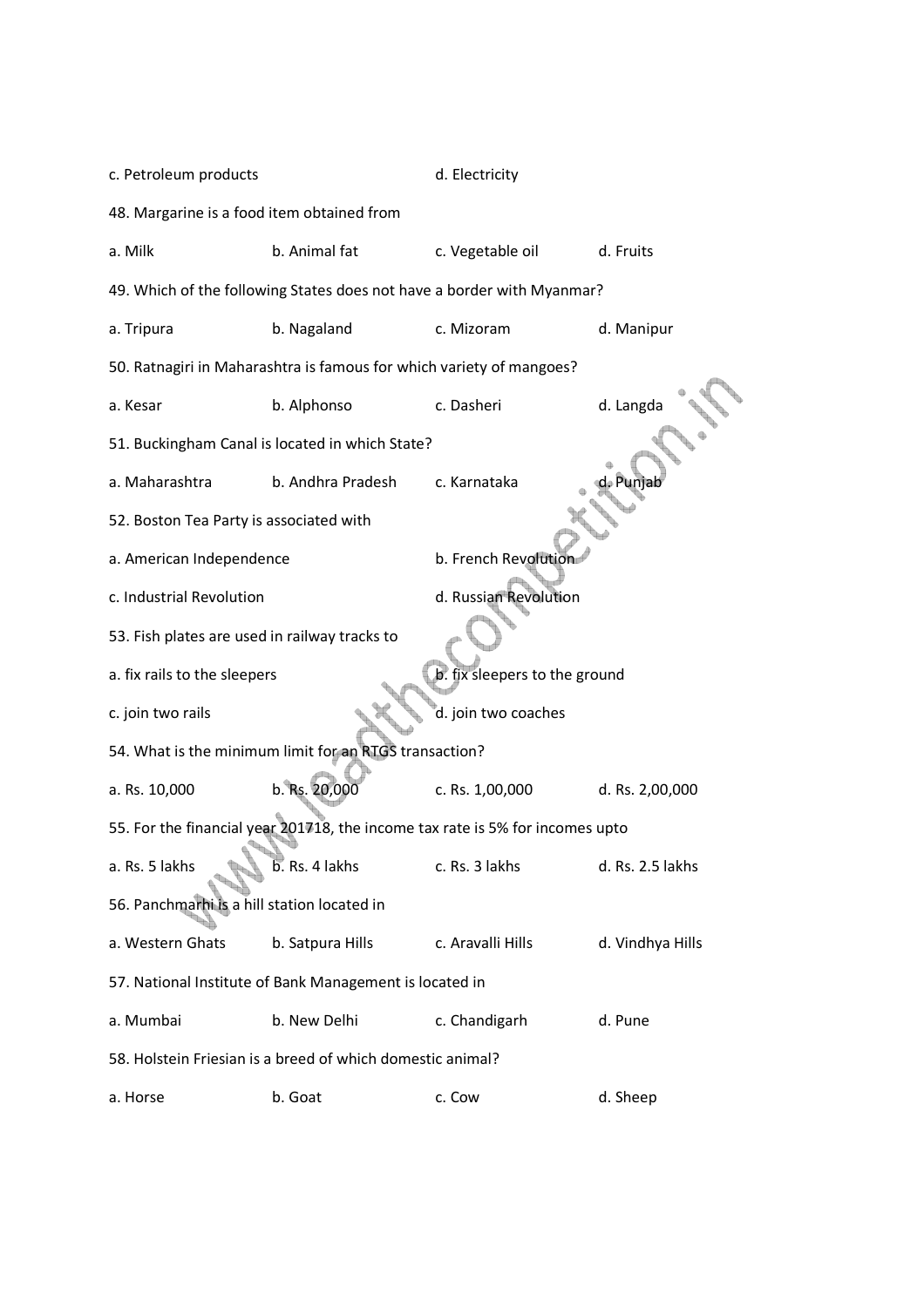c. Petroleum products　　　　d. Electricity

48. Margarine is a food item obtained from

a. Milk　　b. Animal fat　　c. Vegetable oil　　d. Fruits

49. Which of the following States does not have a border with Myanmar?

a. Tripura　　b. Nagaland　　c. Mizoram　　d. Manipur

50. Ratnagiri in Maharashtra is famous for which variety of mangoes?

a. Kesar　　b. Alphonso　　c. Dasheri　　d. Langda

51. Buckingham Canal is located in which State?

a. Maharashtra　　b. Andhra Pradesh　　c. Karnataka　　d. Punjab

52. Boston Tea Party is associated with

a. American Independence　　b. French Revolution

c. Industrial Revolution　　d. Russian Revolution

53. Fish plates are used in railway tracks to

a. fix rails to the sleepers　　b. fix sleepers to the ground

c. join two rails　　d. join two coaches

54. What is the minimum limit for an RTGS transaction?

a. Rs. 10,000　　b. Rs. 20,000　　c. Rs. 1,00,000　　d. Rs. 2,00,000

55. For the financial year 201718, the income tax rate is 5% for incomes upto

a. Rs. 5 lakhs　　b. Rs. 4 lakhs　　c. Rs. 3 lakhs　　d. Rs. 2.5 lakhs

56. Panchmarhi is a hill station located in

a. Western Ghats　　b. Satpura Hills　　c. Aravalli Hills　　d. Vindhya Hills

57. National Institute of Bank Management is located in

a. Mumbai　　b. New Delhi　　c. Chandigarh　　d. Pune

58. Holstein Friesian is a breed of which domestic animal?

a. Horse　　b. Goat　　c. Cow　　d. Sheep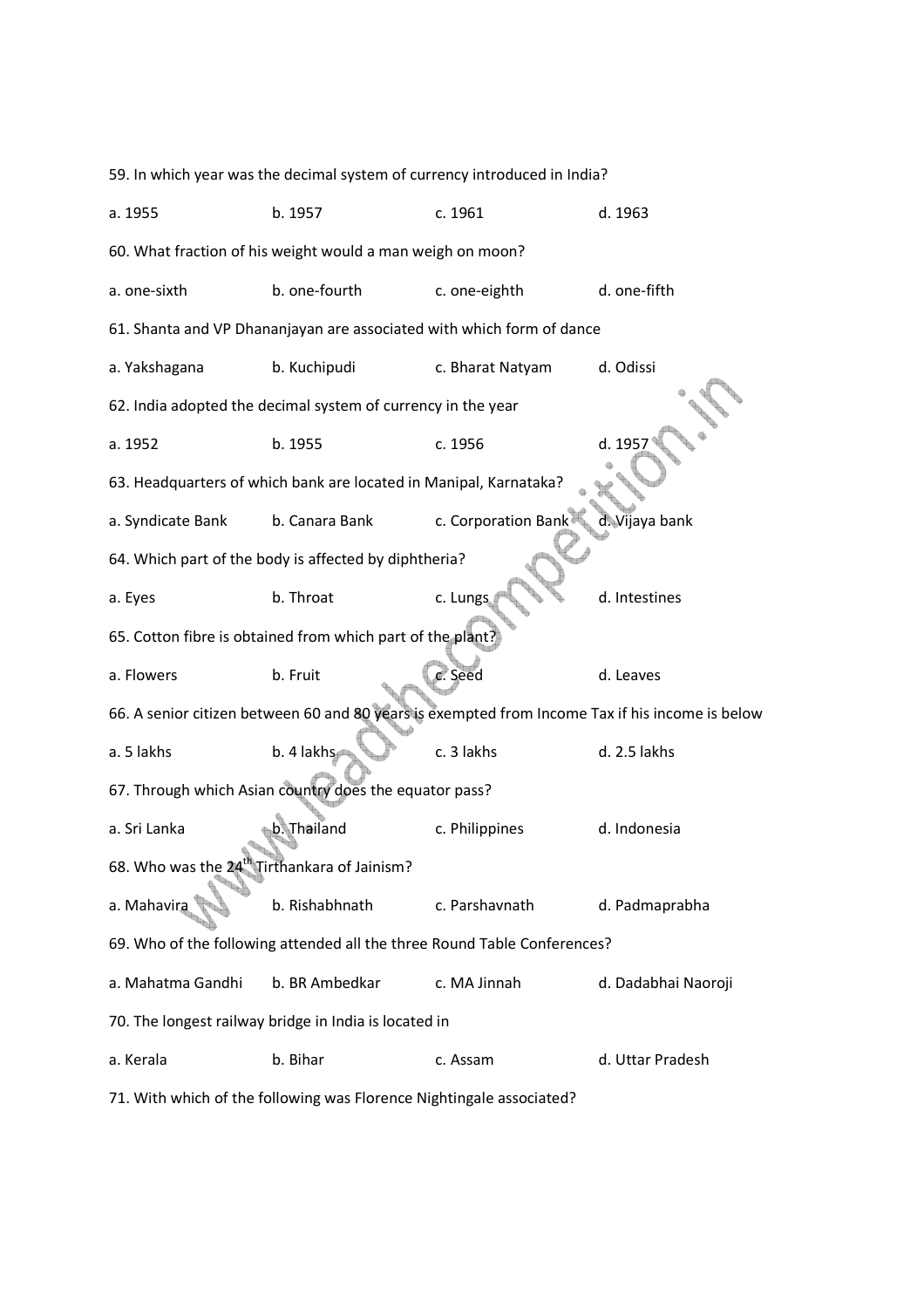59. In which year was the decimal system of currency introduced in India?

a. 1955 b. 1957 c. 1961 d. 1963

60. What fraction of his weight would a man weigh on moon?

a. one-sixth b. one-fourth c. one-eighth d. one-fifth

61. Shanta and VP Dhananjayan are associated with which form of dance

a. Yakshagana b. Kuchipudi c. Bharat Natyam d. Odissi

62. India adopted the decimal system of currency in the year

a. 1952 b. 1955 c. 1956 d. 1957

63. Headquarters of which bank are located in Manipal, Karnataka?

a. Syndicate Bank b. Canara Bank c. Corporation Bank d. Vijaya bank

64. Which part of the body is affected by diphtheria?

a. Eyes b. Throat c. Lungs d. Intestines

65. Cotton fibre is obtained from which part of the plant?

a. Flowers b. Fruit c. Seed d. Leaves

66. A senior citizen between 60 and 80 years is exempted from Income Tax if his income is below

a. 5 lakhs b. 4 lakhs c. 3 lakhs d. 2.5 lakhs

67. Through which Asian country does the equator pass?

a. Sri Lanka b. Thailand c. Philippines d. Indonesia

68. Who was the 24th Tirthankara of Jainism?

a. Mahavira b. Rishabhnath c. Parshavnath d. Padmaprabha

69. Who of the following attended all the three Round Table Conferences?

a. Mahatma Gandhi b. BR Ambedkar c. MA Jinnah d. Dadabhai Naoroji

70. The longest railway bridge in India is located in

a. Kerala b. Bihar c. Assam d. Uttar Pradesh

71. With which of the following was Florence Nightingale associated?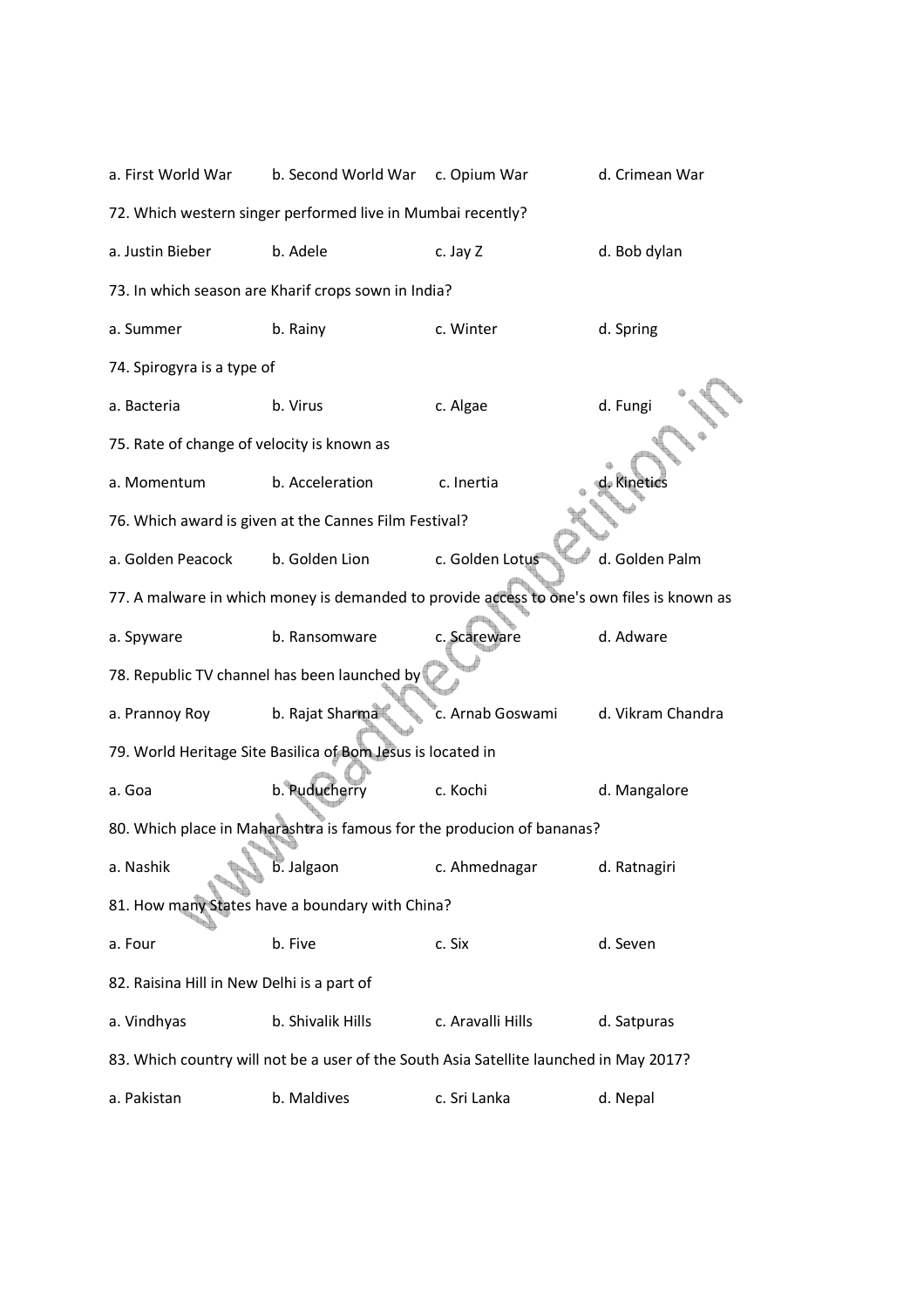a. First World War b. Second World War c. Opium War d. Crimean War

72. Which western singer performed live in Mumbai recently?

a. Justin Bieber b. Adele c. Jay Z d. Bob dylan

73. In which season are Kharif crops sown in India?

a. Summer b. Rainy c. Winter d. Spring

74. Spirogyra is a type of

a. Bacteria b. Virus c. Algae d. Fungi

75. Rate of change of velocity is known as

a. Momentum b. Acceleration c. Inertia d. Kinetics

76. Which award is given at the Cannes Film Festival?

a. Golden Peacock b. Golden Lion c. Golden Lotus d. Golden Palm

77. A malware in which money is demanded to provide access to one's own files is known as

a. Spyware b. Ransomware c. Scareware d. Adware

78. Republic TV channel has been launched by

a. Prannoy Roy b. Rajat Sharma c. Arnab Goswami d. Vikram Chandra

79. World Heritage Site Basilica of Bom Jesus is located in

a. Goa b. Puducherry c. Kochi d. Mangalore

80. Which place in Maharashtra is famous for the producion of bananas?

a. Nashik b. Jalgaon c. Ahmednagar d. Ratnagiri

81. How many States have a boundary with China?

a. Four b. Five c. Six d. Seven

82. Raisina Hill in New Delhi is a part of

a. Vindhyas b. Shivalik Hills c. Aravalli Hills d. Satpuras

83. Which country will not be a user of the South Asia Satellite launched in May 2017?

a. Pakistan b. Maldives c. Sri Lanka d. Nepal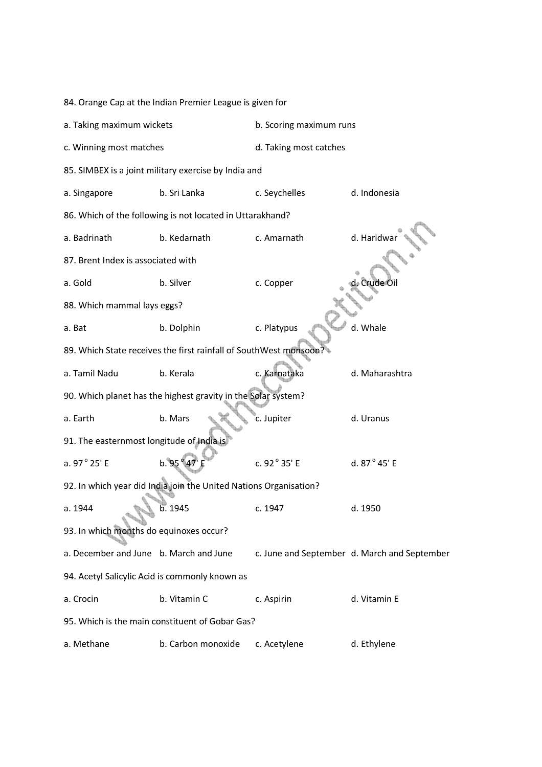84. Orange Cap at the Indian Premier League is given for

a. Taking maximum wickets b. Scoring maximum runs

c. Winning most matches d. Taking most catches

85. SIMBEX is a joint military exercise by India and

a. Singapore b. Sri Lanka c. Seychelles d. Indonesia

86. Which of the following is not located in Uttarakhand?

a. Badrinath b. Kedarnath c. Amarnath d. Haridwar

87. Brent Index is associated with

a. Gold b. Silver c. Copper d. Crude Oil

88. Which mammal lays eggs?

a. Bat b. Dolphin c. Platypus d. Whale

89. Which State receives the first rainfall of SouthWest monsoon?

a. Tamil Nadu b. Kerala c. Karnataka d. Maharashtra

90. Which planet has the highest gravity in the Solar system?

a. Earth b. Mars c. Jupiter d. Uranus

91. The easternmost longitude of India is

a. 97° 25' E b. 95° 47' E c. 92° 35' E d. 87° 45' E

92. In which year did India join the United Nations Organisation?

a. 1944 b. 1945 c. 1947 d. 1950

93. In which months do equinoxes occur?

a. December and June b. March and June c. June and September d. March and September

94. Acetyl Salicylic Acid is commonly known as

a. Crocin b. Vitamin C c. Aspirin d. Vitamin E

95. Which is the main constituent of Gobar Gas?

a. Methane b. Carbon monoxide c. Acetylene d. Ethylene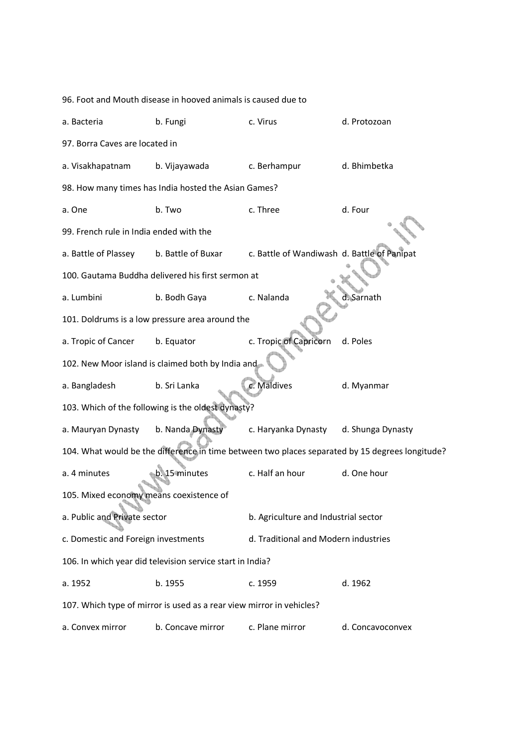96. Foot and Mouth disease in hooved animals is caused due to

a. Bacteria b. Fungi c. Virus d. Protozoan

97. Borra Caves are located in

a. Visakhapatnam b. Vijayawada c. Berhampur d. Bhimbetka

98. How many times has India hosted the Asian Games?

a. One b. Two c. Three d. Four

99. French rule in India ended with the

a. Battle of Plassey b. Battle of Buxar c. Battle of Wandiwash d. Battle of Panipat

100. Gautama Buddha delivered his first sermon at

a. Lumbini b. Bodh Gaya c. Nalanda d. Sarnath

101. Doldrums is a low pressure area around the

a. Tropic of Cancer b. Equator c. Tropic of Capricorn d. Poles

102. New Moor island is claimed both by India and

a. Bangladesh b. Sri Lanka c. Maldives d. Myanmar

103. Which of the following is the oldest dynasty?

a. Mauryan Dynasty b. Nanda Dynasty c. Haryanka Dynasty d. Shunga Dynasty

104. What would be the difference in time between two places separated by 15 degrees longitude?

a. 4 minutes b. 15 minutes c. Half an hour d. One hour

105. Mixed economy means coexistence of

a. Public and Private sector b. Agriculture and Industrial sector

c. Domestic and Foreign investments d. Traditional and Modern industries

106. In which year did television service start in India?

a. 1952 b. 1955 c. 1959 d. 1962

107. Which type of mirror is used as a rear view mirror in vehicles?

a. Convex mirror b. Concave mirror c. Plane mirror d. Concavoconvex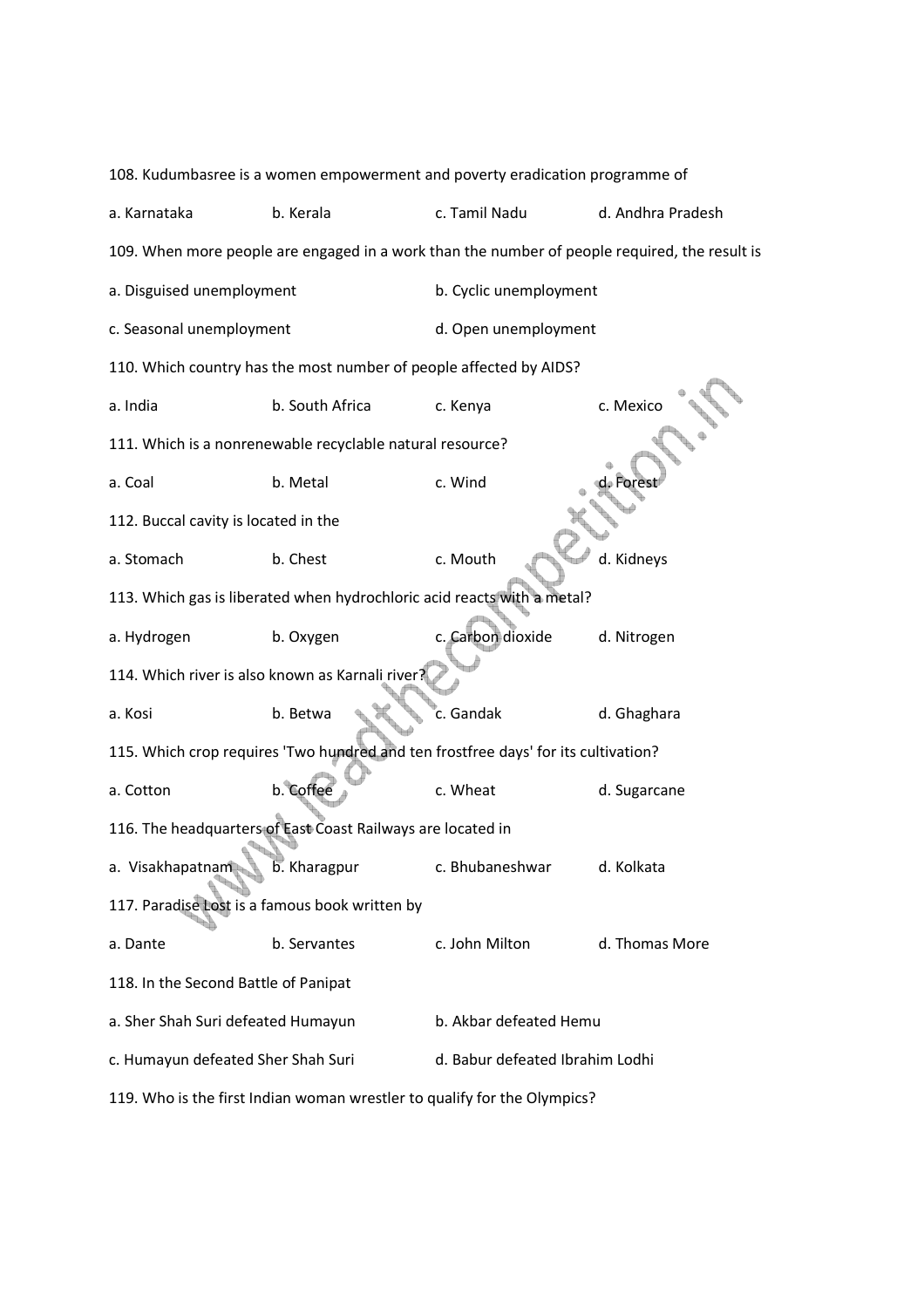108. Kudumbasree is a women empowerment and poverty eradication programme of

a. Karnataka b. Kerala c. Tamil Nadu d. Andhra Pradesh

109. When more people are engaged in a work than the number of people required, the result is

a. Disguised unemployment b. Cyclic unemployment

c. Seasonal unemployment d. Open unemployment

110. Which country has the most number of people affected by AIDS?

a. India b. South Africa c. Kenya c. Mexico

111. Which is a nonrenewable recyclable natural resource?

a. Coal b. Metal c. Wind d. Forest

112. Buccal cavity is located in the

a. Stomach b. Chest c. Mouth d. Kidneys

113. Which gas is liberated when hydrochloric acid reacts with a metal?

a. Hydrogen b. Oxygen c. Carbon dioxide d. Nitrogen

114. Which river is also known as Karnali river?

a. Kosi b. Betwa c. Gandak d. Ghaghara

115. Which crop requires 'Two hundred and ten frostfree days' for its cultivation?

a. Cotton b. Coffee c. Wheat d. Sugarcane

116. The headquarters of East Coast Railways are located in

a. Visakhapatnam b. Kharagpur c. Bhubaneshwar d. Kolkata

117. Paradise Lost is a famous book written by

a. Dante b. Servantes c. John Milton d. Thomas More

118. In the Second Battle of Panipat

a. Sher Shah Suri defeated Humayun b. Akbar defeated Hemu

c. Humayun defeated Sher Shah Suri d. Babur defeated Ibrahim Lodhi

119. Who is the first Indian woman wrestler to qualify for the Olympics?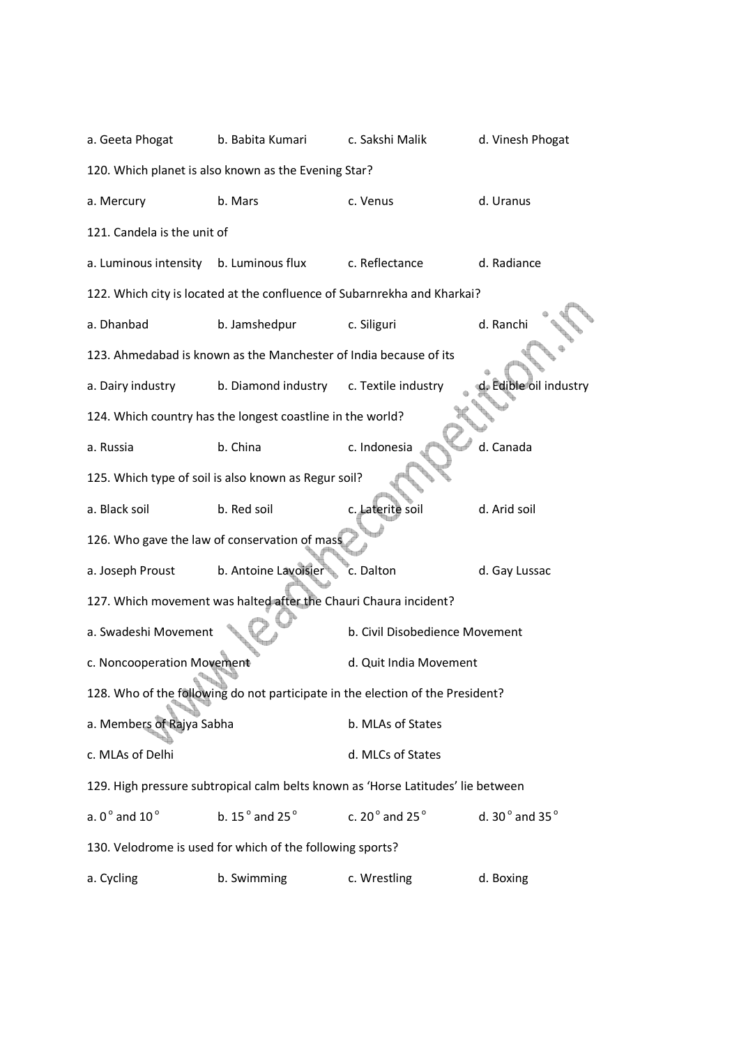a. Geeta Phogat b. Babita Kumari c. Sakshi Malik d. Vinesh Phogat

120. Which planet is also known as the Evening Star?

a. Mercury b. Mars c. Venus d. Uranus

121. Candela is the unit of

a. Luminous intensity b. Luminous flux c. Reflectance d. Radiance

122. Which city is located at the confluence of Subarnrekha and Kharkai?

a. Dhanbad b. Jamshedpur c. Siliguri d. Ranchi

123. Ahmedabad is known as the Manchester of India because of its

a. Dairy industry b. Diamond industry c. Textile industry d. Edible oil industry

124. Which country has the longest coastline in the world?

a. Russia b. China c. Indonesia d. Canada

125. Which type of soil is also known as Regur soil?

a. Black soil b. Red soil c. Laterite soil d. Arid soil

126. Who gave the law of conservation of mass

a. Joseph Proust b. Antoine Lavoisier c. Dalton d. Gay Lussac

127. Which movement was halted after the Chauri Chaura incident?

a. Swadeshi Movement b. Civil Disobedience Movement

c. Noncooperation Movement d. Quit India Movement

128. Who of the following do not participate in the election of the President?

a. Members of Rajya Sabha b. MLAs of States

c. MLAs of Delhi d. MLCs of States

129. High pressure subtropical calm belts known as 'Horse Latitudes' lie between

a. $0^\circ$ and $10^\circ$ b. $15^\circ$ and $25^\circ$ c. $20^\circ$ and $25^\circ$ d. $30^\circ$ and $35^\circ$

130. Velodrome is used for which of the following sports?

a. Cycling b. Swimming c. Wrestling d. Boxing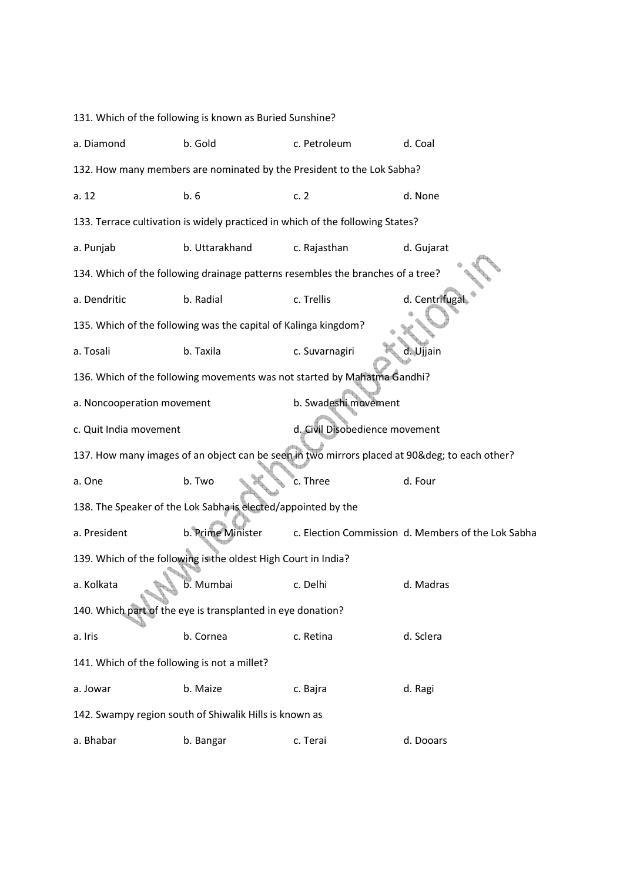131. Which of the following is known as Buried Sunshine?

a. Diamond b. Gold c. Petroleum d. Coal

132. How many members are nominated by the President to the Lok Sabha?

a. 12 b. 6 c. 2 d. None

133. Terrace cultivation is widely practiced in which of the following States?

a. Punjab b. Uttarakhand c. Rajasthan d. Gujarat

134. Which of the following drainage patterns resembles the branches of a tree?

a. Dendritic b. Radial c. Trellis d. Centrifugal

135. Which of the following was the capital of Kalinga kingdom?

a. Tosali b. Taxila c. Suvarnagiri d. Ujjain

136. Which of the following movements was not started by Mahatma Gandhi?

a. Noncooperation movement b. Swadeshi movement

c. Quit India movement d. Civil Disobedience movement

137. How many images of an object can be seen in two mirrors placed at 90&deg; to each other?

a. One b. Two c. Three d. Four

138. The Speaker of the Lok Sabha is elected/appointed by the

a. President b. Prime Minister c. Election Commission d. Members of the Lok Sabha

139. Which of the following is the oldest High Court in India?

a. Kolkata b. Mumbai c. Delhi d. Madras

140. Which part of the eye is transplanted in eye donation?

a. Iris b. Cornea c. Retina d. Sclera

141. Which of the following is not a millet?

a. Jowar b. Maize c. Bajra d. Ragi

142. Swampy region south of Shiwalik Hills is known as

a. Bhabar b. Bangar c. Terai d. Dooars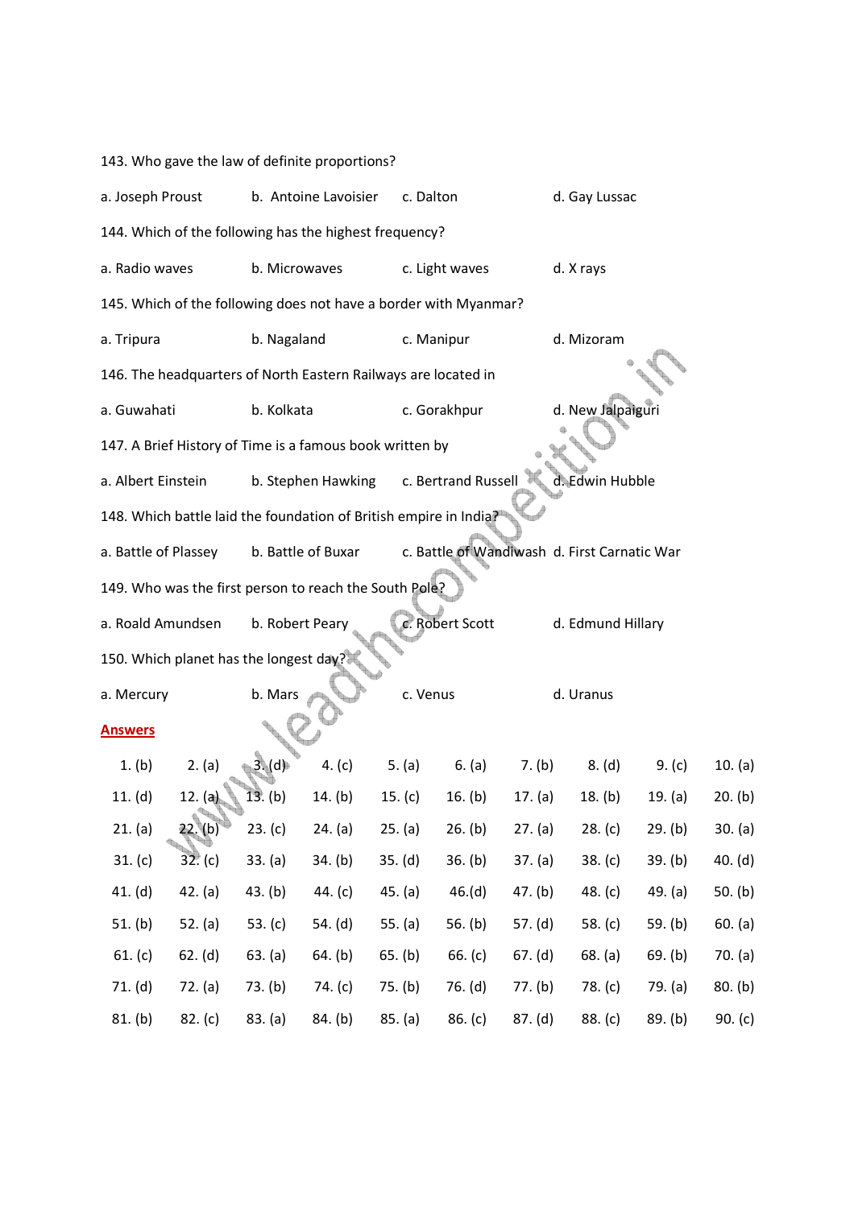143. Who gave the law of definite proportions?

a. Joseph Proust b. Antoine Lavoisier c. Dalton d. Gay Lussac

144. Which of the following has the highest frequency?

a. Radio waves b. Microwaves c. Light waves d. X rays

145. Which of the following does not have a border with Myanmar?

a. Tripura b. Nagaland c. Manipur d. Mizoram

146. The headquarters of North Eastern Railways are located in

a. Guwahati b. Kolkata c. Gorakhpur d. New Jalpaiguri

147. A Brief History of Time is a famous book written by

a. Albert Einstein b. Stephen Hawking c. Bertrand Russell d. Edwin Hubble

148. Which battle laid the foundation of British empire in India?

a. Battle of Plassey b. Battle of Buxar c. Battle of Wandiwash d. First Carnatic War

149. Who was the first person to reach the South Pole?

a. Roald Amundsen b. Robert Peary c. Robert Scott d. Edmund Hillary

150. Which planet has the longest day?

a. Mercury b. Mars c. Venus d. Uranus

**Answers**

| | | | | | | | | | |
|---|---|---|---|---|---|---|---|---|---|
| 1. (b) | 2. (a) | 3. (d) | 4. (c) | 5. (a) | 6. (a) | 7. (b) | 8. (d) | 9. (c) | 10. (a) |
| 11. (d) | 12. (a) | 13. (b) | 14. (b) | 15. (c) | 16. (b) | 17. (a) | 18. (b) | 19. (a) | 20. (b) |
| 21. (a) | 22. (b) | 23. (c) | 24. (a) | 25. (a) | 26. (b) | 27. (a) | 28. (c) | 29. (b) | 30. (a) |
| 31. (c) | 32. (c) | 33. (a) | 34. (b) | 35. (d) | 36. (b) | 37. (a) | 38. (c) | 39. (b) | 40. (d) |
| 41. (d) | 42. (a) | 43. (b) | 44. (c) | 45. (a) | 46.(d) | 47. (b) | 48. (c) | 49. (a) | 50. (b) |
| 51. (b) | 52. (a) | 53. (c) | 54. (d) | 55. (a) | 56. (b) | 57. (d) | 58. (c) | 59. (b) | 60. (a) |
| 61. (c) | 62. (d) | 63. (a) | 64. (b) | 65. (b) | 66. (c) | 67. (d) | 68. (a) | 69. (b) | 70. (a) |
| 71. (d) | 72. (a) | 73. (b) | 74. (c) | 75. (b) | 76. (d) | 77. (b) | 78. (c) | 79. (a) | 80. (b) |
| 81. (b) | 82. (c) | 83. (a) | 84. (b) | 85. (a) | 86. (c) | 87. (d) | 88. (c) | 89. (b) | 90. (c) |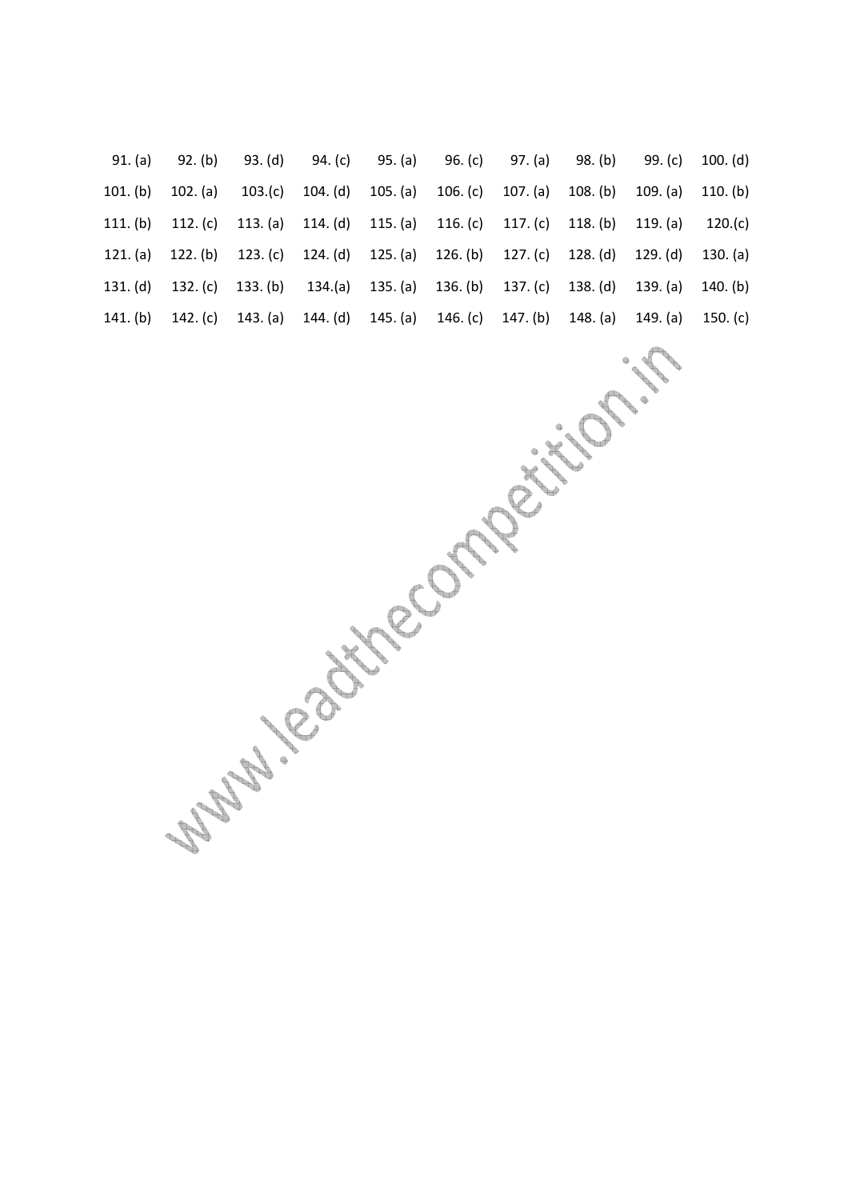| | | | | | | | | | |
|---|---|---|---|---|---|---|---|---|---|
| 91. (a) | 92. (b) | 93. (d) | 94. (c) | 95. (a) | 96. (c) | 97. (a) | 98. (b) | 99. (c) | 100. (d) |
| 101. (b) | 102. (a) | 103.(c) | 104. (d) | 105. (a) | 106. (c) | 107. (a) | 108. (b) | 109. (a) | 110. (b) |
| 111. (b) | 112. (c) | 113. (a) | 114. (d) | 115. (a) | 116. (c) | 117. (c) | 118. (b) | 119. (a) | 120.(c) |
| 121. (a) | 122. (b) | 123. (c) | 124. (d) | 125. (a) | 126. (b) | 127. (c) | 128. (d) | 129. (d) | 130. (a) |
| 131. (d) | 132. (c) | 133. (b) | 134.(a) | 135. (a) | 136. (b) | 137. (c) | 138. (d) | 139. (a) | 140. (b) |
| 141. (b) | 142. (c) | 143. (a) | 144. (d) | 145. (a) | 146. (c) | 147. (b) | 148. (a) | 149. (a) | 150. (c) |